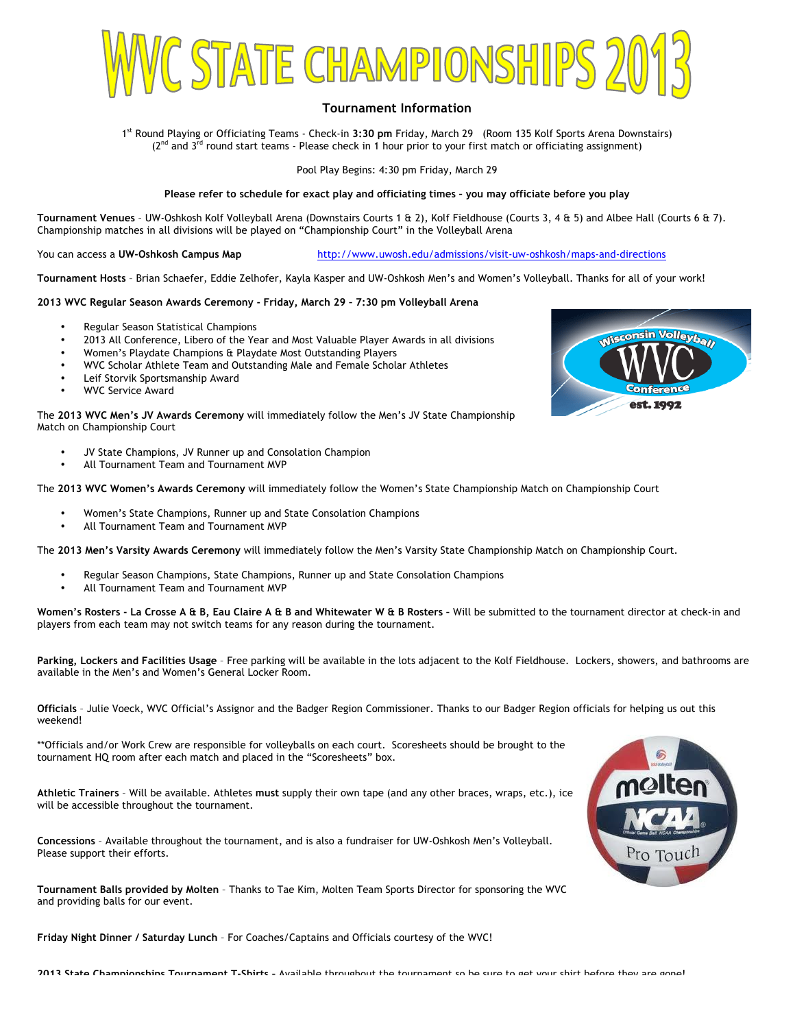# WVC STATE CHAMPIONSHIPS 2013

## Tournament Information

1st Round Playing or Officiating Teams - Check-in **3:30 pm** Friday, March 29 (Room 135 Kolf Sports Arena Downstairs)
(2nd and 3rd round start teams - Please check in 1 hour prior to your first match or officiating assignment)

Pool Play Begins: 4:30 pm Friday, March 29

**Please refer to schedule for exact play and officiating times – you may officiate before you play**

**Tournament Venues** – UW-Oshkosh Kolf Volleyball Arena (Downstairs Courts 1 & 2), Kolf Fieldhouse (Courts 3, 4 & 5) and Albee Hall (Courts 6 & 7). Championship matches in all divisions will be played on "Championship Court" in the Volleyball Arena

You can access a **UW-Oshkosh Campus Map** http://www.uwosh.edu/admissions/visit-uw-oshkosh/maps-and-directions

**Tournament Hosts** – Brian Schaefer, Eddie Zelhofer, Kayla Kasper and UW-Oshkosh Men's and Women's Volleyball. Thanks for all of your work!

**2013 WVC Regular Season Awards Ceremony - Friday, March 29 – 7:30 pm Volleyball Arena**

- Regular Season Statistical Champions
- 2013 All Conference, Libero of the Year and Most Valuable Player Awards in all divisions
- Women's Playdate Champions & Playdate Most Outstanding Players
- WVC Scholar Athlete Team and Outstanding Male and Female Scholar Athletes
- Leif Storvik Sportsmanship Award
- WVC Service Award

The **2013 WVC Men's JV Awards Ceremony** will immediately follow the Men's JV State Championship Match on Championship Court

- JV State Champions, JV Runner up and Consolation Champion
- All Tournament Team and Tournament MVP

The **2013 WVC Women's Awards Ceremony** will immediately follow the Women's State Championship Match on Championship Court

- Women's State Champions, Runner up and State Consolation Champions
- All Tournament Team and Tournament MVP

The **2013 Men's Varsity Awards Ceremony** will immediately follow the Men's Varsity State Championship Match on Championship Court.

- Regular Season Champions, State Champions, Runner up and State Consolation Champions
- All Tournament Team and Tournament MVP

**Women's Rosters - La Crosse A & B, Eau Claire A & B and Whitewater W & B Rosters –** Will be submitted to the tournament director at check-in and players from each team may not switch teams for any reason during the tournament.

**Parking, Lockers and Facilities Usage** – Free parking will be available in the lots adjacent to the Kolf Fieldhouse. Lockers, showers, and bathrooms are available in the Men's and Women's General Locker Room.

**Officials** – Julie Voeck, WVC Official's Assignor and the Badger Region Commissioner. Thanks to our Badger Region officials for helping us out this weekend!

**Officials and/or Work Crew are responsible for volleyballs on each court. Scoresheets should be brought to the tournament HQ room after each match and placed in the "Scoresheets" box.

**Athletic Trainers** – Will be available. Athletes **must** supply their own tape (and any other braces, wraps, etc.), ice will be accessible throughout the tournament.

**Concessions** – Available throughout the tournament, and is also a fundraiser for UW-Oshkosh Men's Volleyball. Please support their efforts.

**Tournament Balls provided by Molten** – Thanks to Tae Kim, Molten Team Sports Director for sponsoring the WVC and providing balls for our event.

**Friday Night Dinner / Saturday Lunch** – For Coaches/Captains and Officials courtesy of the WVC!

**2013 State Championships Tournament T-Shirts –** Available throughout the tournament so be sure to get your shirt before they are gone!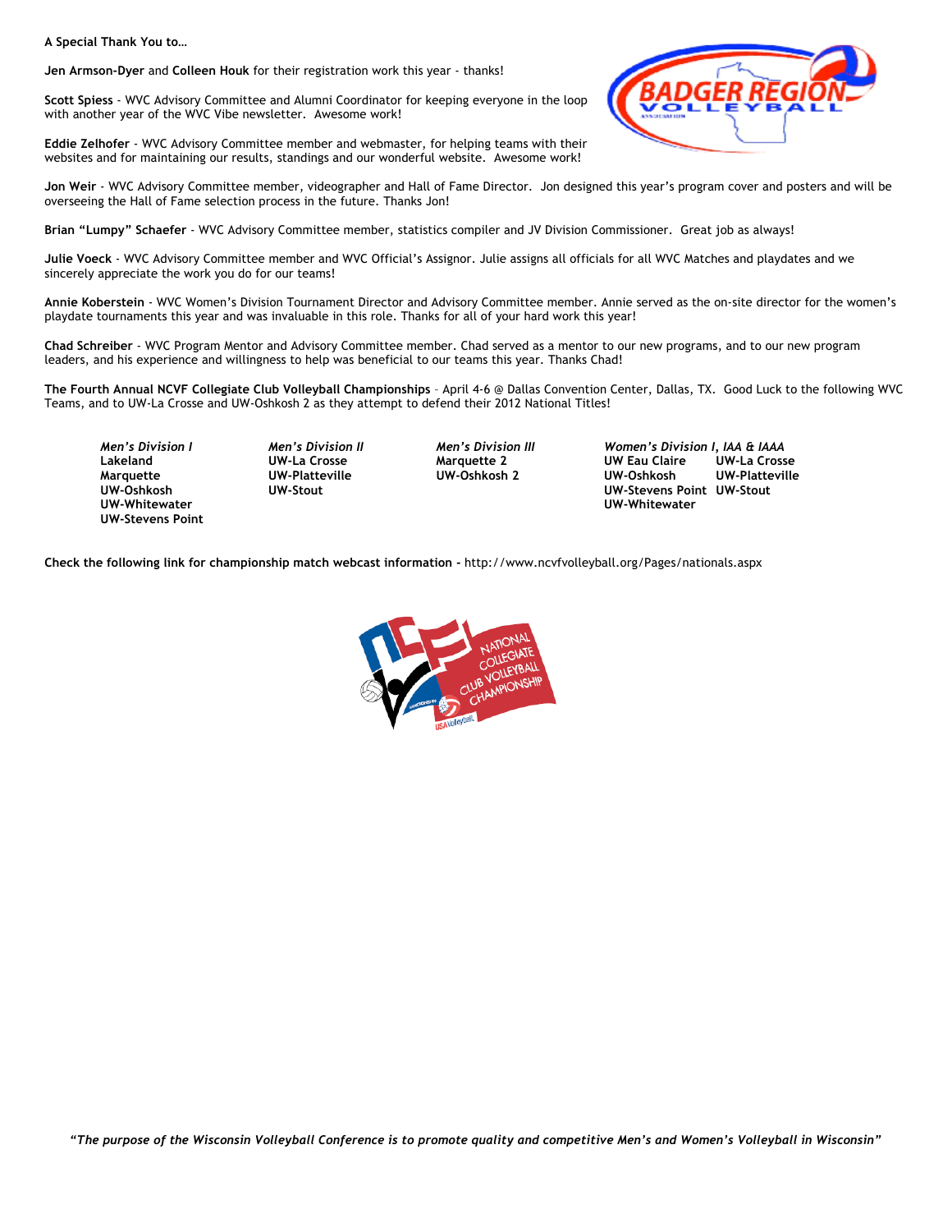**A Special Thank You to…**

**Jen Armson-Dyer** and **Colleen Houk** for their registration work this year - thanks!

**Scott Spiess** - WVC Advisory Committee and Alumni Coordinator for keeping everyone in the loop with another year of the WVC Vibe newsletter. Awesome work!

**Eddie Zelhofer** - WVC Advisory Committee member and webmaster, for helping teams with their websites and for maintaining our results, standings and our wonderful website. Awesome work!

**Jon Weir** - WVC Advisory Committee member, videographer and Hall of Fame Director. Jon designed this year's program cover and posters and will be overseeing the Hall of Fame selection process in the future. Thanks Jon!

**Brian "Lumpy" Schaefer** - WVC Advisory Committee member, statistics compiler and JV Division Commissioner. Great job as always!

**Julie Voeck** - WVC Advisory Committee member and WVC Official's Assignor. Julie assigns all officials for all WVC Matches and playdates and we sincerely appreciate the work you do for our teams!

**Annie Koberstein** - WVC Women's Division Tournament Director and Advisory Committee member. Annie served as the on-site director for the women's playdate tournaments this year and was invaluable in this role. Thanks for all of your hard work this year!

**Chad Schreiber** - WVC Program Mentor and Advisory Committee member. Chad served as a mentor to our new programs, and to our new program leaders, and his experience and willingness to help was beneficial to our teams this year. Thanks Chad!

**The Fourth Annual NCVF Collegiate Club Volleyball Championships** – April 4-6 @ Dallas Convention Center, Dallas, TX. Good Luck to the following WVC Teams, and to UW-La Crosse and UW-Oshkosh 2 as they attempt to defend their 2012 National Titles!

| *Men's Division I* | *Men's Division II* | *Men's Division III* | *Women's Division I, IAA & IAAA* | |
|---|---|---|---|---|
| **Lakeland** | **UW-La Crosse** | **Marquette 2** | **UW Eau Claire** | **UW-La Crosse** |
| **Marquette** | **UW-Platteville** | **UW-Oshkosh 2** | **UW-Oshkosh** | **UW-Platteville** |
| **UW-Oshkosh** | **UW-Stout** | | **UW-Stevens Point** | **UW-Stout** |
| **UW-Whitewater** | | | **UW-Whitewater** | |
| **UW-Stevens Point** | | | | |

**Check the following link for championship match webcast information -** http://www.ncvfvolleyball.org/Pages/nationals.aspx

*"The purpose of the Wisconsin Volleyball Conference is to promote quality and competitive Men's and Women's Volleyball in Wisconsin"*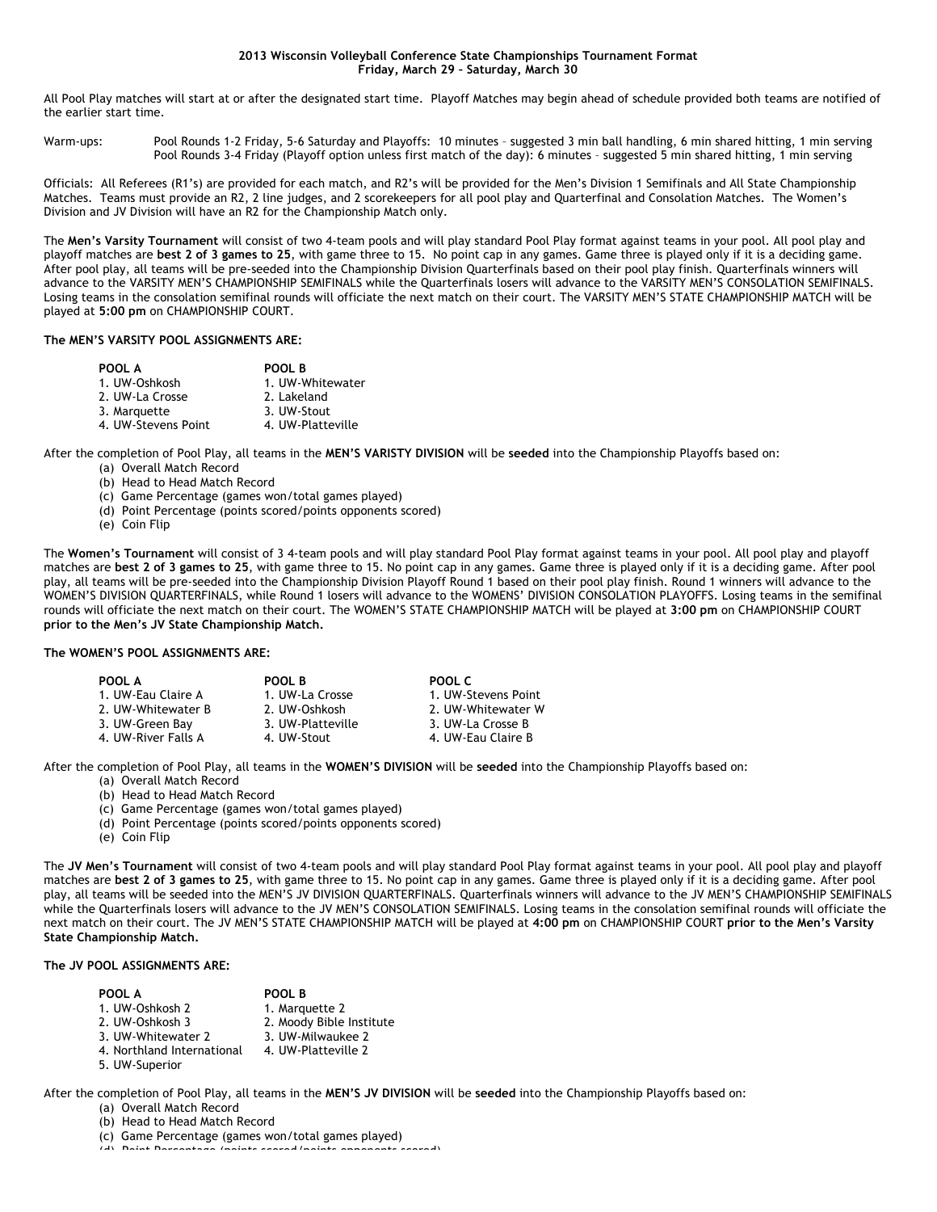**2013 Wisconsin Volleyball Conference State Championships Tournament Format**
**Friday, March 29 – Saturday, March 30**

All Pool Play matches will start at or after the designated start time. Playoff Matches may begin ahead of schedule provided both teams are notified of the earlier start time.

Warm-ups: Pool Rounds 1-2 Friday, 5-6 Saturday and Playoffs: 10 minutes – suggested 3 min ball handling, 6 min shared hitting, 1 min serving
Pool Rounds 3-4 Friday (Playoff option unless first match of the day): 6 minutes – suggested 5 min shared hitting, 1 min serving

Officials: All Referees (R1's) are provided for each match, and R2's will be provided for the Men's Division 1 Semifinals and All State Championship Matches. Teams must provide an R2, 2 line judges, and 2 scorekeepers for all pool play and Quarterfinal and Consolation Matches. The Women's Division and JV Division will have an R2 for the Championship Match only.

The **Men's Varsity Tournament** will consist of two 4-team pools and will play standard Pool Play format against teams in your pool. All pool play and playoff matches are **best 2 of 3 games to 25**, with game three to 15. No point cap in any games. Game three is played only if it is a deciding game. After pool play, all teams will be pre-seeded into the Championship Division Quarterfinals based on their pool play finish. Quarterfinals winners will advance to the VARSITY MEN'S CHAMPIONSHIP SEMIFINALS while the Quarterfinals losers will advance to the VARSITY MEN'S CONSOLATION SEMIFINALS. Losing teams in the consolation semifinal rounds will officiate the next match on their court. The VARSITY MEN'S STATE CHAMPIONSHIP MATCH will be played at **5:00 pm** on CHAMPIONSHIP COURT.

**The MEN'S VARSITY POOL ASSIGNMENTS ARE:**

| POOL A | POOL B |
|---|---|
| 1. UW-Oshkosh | 1. UW-Whitewater |
| 2. UW-La Crosse | 2. Lakeland |
| 3. Marquette | 3. UW-Stout |
| 4. UW-Stevens Point | 4. UW-Platteville |

After the completion of Pool Play, all teams in the **MEN'S VARISTY DIVISION** will be **seeded** into the Championship Playoffs based on:

(a) Overall Match Record
(b) Head to Head Match Record
(c) Game Percentage (games won/total games played)
(d) Point Percentage (points scored/points opponents scored)
(e) Coin Flip

The **Women's Tournament** will consist of 3 4-team pools and will play standard Pool Play format against teams in your pool. All pool play and playoff matches are **best 2 of 3 games to 25**, with game three to 15. No point cap in any games. Game three is played only if it is a deciding game. After pool play, all teams will be pre-seeded into the Championship Division Playoff Round 1 based on their pool play finish. Round 1 winners will advance to the WOMEN'S DIVISION QUARTERFINALS, while Round 1 losers will advance to the WOMENS' DIVISION CONSOLATION PLAYOFFS. Losing teams in the semifinal rounds will officiate the next match on their court. The WOMEN'S STATE CHAMPIONSHIP MATCH will be played at **3:00 pm** on CHAMPIONSHIP COURT **prior to the Men's JV State Championship Match.**

**The WOMEN'S POOL ASSIGNMENTS ARE:**

| POOL A | POOL B | POOL C |
|---|---|---|
| 1. UW-Eau Claire A | 1. UW-La Crosse | 1. UW-Stevens Point |
| 2. UW-Whitewater B | 2. UW-Oshkosh | 2. UW-Whitewater W |
| 3. UW-Green Bay | 3. UW-Platteville | 3. UW-La Crosse B |
| 4. UW-River Falls A | 4. UW-Stout | 4. UW-Eau Claire B |

After the completion of Pool Play, all teams in the **WOMEN'S DIVISION** will be **seeded** into the Championship Playoffs based on:

(a) Overall Match Record
(b) Head to Head Match Record
(c) Game Percentage (games won/total games played)
(d) Point Percentage (points scored/points opponents scored)
(e) Coin Flip

The **JV Men's Tournament** will consist of two 4-team pools and will play standard Pool Play format against teams in your pool. All pool play and playoff matches are **best 2 of 3 games to 25**, with game three to 15. No point cap in any games. Game three is played only if it is a deciding game. After pool play, all teams will be seeded into the MEN'S JV DIVISION QUARTERFINALS. Quarterfinals winners will advance to the JV MEN'S CHAMPIONSHIP SEMIFINALS while the Quarterfinals losers will advance to the JV MEN'S CONSOLATION SEMIFINALS. Losing teams in the consolation semifinal rounds will officiate the next match on their court. The JV MEN'S STATE CHAMPIONSHIP MATCH will be played at **4:00 pm** on CHAMPIONSHIP COURT **prior to the Men's Varsity State Championship Match.**

**The JV POOL ASSIGNMENTS ARE:**

| POOL A | POOL B |
|---|---|
| 1. UW-Oshkosh 2 | 1. Marquette 2 |
| 2. UW-Oshkosh 3 | 2. Moody Bible Institute |
| 3. UW-Whitewater 2 | 3. UW-Milwaukee 2 |
| 4. Northland International | 4. UW-Platteville 2 |
| 5. UW-Superior | |

After the completion of Pool Play, all teams in the **MEN'S JV DIVISION** will be **seeded** into the Championship Playoffs based on:

(a) Overall Match Record
(b) Head to Head Match Record
(c) Game Percentage (games won/total games played)
(d) Point Percentage (points scored/points opponents scored)